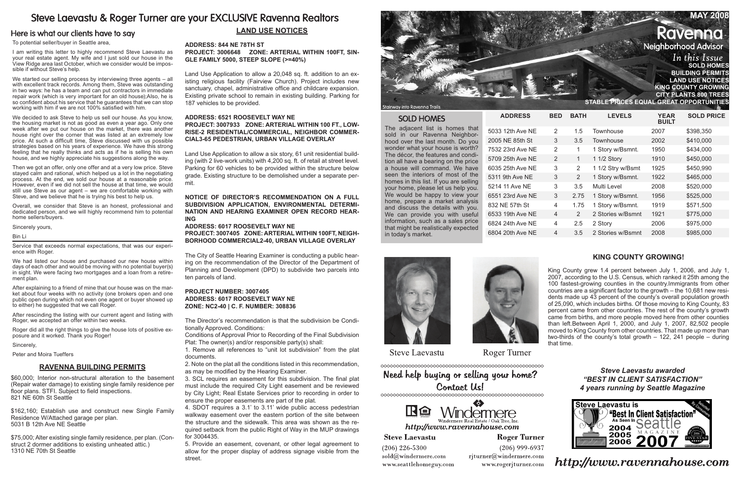# Steve Laevastu & Roger Turner are your EXCLUSIVE Ravenna Realtors

## Here is what our clients have to say

To potential seller/buyer in Seattle area,

I am writing this letter to highly recommend Steve Laevastu as your real estate agent. My wife and I just sold our house in the View Ridge area last October, which we consider would be impossible if without Steve's help.

We started our selling process by interviewing three agents – all with excellent track records. Among them, Steve was outstanding in two ways: he has a team and can put contractors in immediate repair work (which is very important for an old house);Also, he is so confident about his service that he guarantees that we can stop working with him if we are not 100% satisfied with him.

We decided to ask Steve to help us sell our house. As you know, the housing market is not as good as even a year ago. Only one week after we put our house on the market, there was another house right over the corner that was listed at an extremely low price. At such a difficult time, Steve discussed with us possible strategies based on his years of experience. We have this strong feeling that he really thinks and acts as if he is selling his own house, and we highly appreciate his suggestions along the way.

Then we got an offer, only one offer and at a very low price. Steve stayed calm and rational, which helped us a lot in the negotiating process. At the end, we sold our house at a reasonable price. However, even if we did not sell the house at that time, we would still use Steve as our agent – we are comfortable working with Steve, and we believe that he is trying his best to help us.

Overall, we consider that Steve is an honest, professional and dedicated person, and we will highly recommend him to potential home sellers/buyers.

Sincerely yours,

Bin Li

---

Service that exceeds normal expectations, that was our experience with Roger.

We had listed our house and purchased our new house within days of each other and would be moving with no potential buyer(s) in sight. We were facing two mortgages and a loan from a retirement plan.

After explaining to a friend of mine that our house was on the market about four weeks with no activity (one brokers open and one public open during which not even one agent or buyer showed up to either) he suggested that we call Roger.

After rescinding the listing with our current agent and listing with Roger, we accepted an offer within two weeks.

Roger did all the right things to give the house lots of positive exposure and it worked. Thank you Roger!

Sincerely,

Peter and Moira Tueffers

## RAVENNA BUILDING PERMITS

$60,000; Interior non-structural alteration to the basement (Repair water damage) to existing single family residence per floor plans. STFI. Subject to field inspections.
821 NE 60th St Seattle

$162,160; Establish use and construct new Single Family Residence W/Attached garage per plan.
5031 B 12th Ave NE Seattle

$75,000; Alter existing single family residence, per plan. (Construct 2 dormer additions to existing unheated attic.)
1310 NE 70th St Seattle

## LAND USE NOTICES

**ADDRESS: 844 NE 78TH ST**
**PROJECT: 3006648 ZONE: ARTERIAL WITHIN 100FT, SINGLE FAMILY 5000, STEEP SLOPE (>=40%)**

Land Use Application to allow a 20,048 sq. ft. addition to an existing religious facility (Fairview Church). Project includes new sanctuary, chapel, administrative office and childcare expansion. Existing private school to remain in existing building. Parking for 187 vehicles to be provided.

**ADDRESS: 6521 ROOSEVELT WAY NE**
**PROJECT: 3007933 ZONE: ARTERIAL WITHIN 100 FT., LOW-RISE-2 RESIDENTIAL/COMMERCIAL, NEIGHBOR COMMERCIAL3-65 PEDESTRIAN, URBAN VILLAGE OVERLAY**

Land Use Application to allow a six story, 61 unit residential building (with 2 live-work units) with 4,200 sq. ft. of retail at street level. Parking for 60 vehicles to be provided within the structure below grade. Existing structure to be demolished under a separate permit.

**NOTICE OF DIRECTOR'S RECOMMENDATION ON A FULL SUBDIVISION APPLICATION, ENVIRONMENTAL DETERMINATION AND HEARING EXAMINER OPEN RECORD HEARING**
**ADDRESS: 6017 ROOSEVELT WAY NE**
**PROJECT: 3007405 ZONE: ARTERIAL WITHIN 100FT, NEIGHBORHOOD COMMERCIAL2-40, URBAN VILLAGE OVERLAY**

The City of Seattle Hearing Examiner is conducting a public hearing on the recommendation of the Director of the Department of Planning and Development (DPD) to subdivide two parcels into ten parcels of land.

**PROJECT NUMBER: 3007405**
**ADDRESS: 6017 ROOSEVELT WAY NE**
**ZONE: NC2-40 | C. F. NUMBER: 308836**

The Director's recommendation is that the subdivision be Conditionally Approved. Conditions:

Conditions of Approval Prior to Recording of the Final Subdivision Plat: The owner(s) and/or responsible party(s) shall:

1. Remove all references to "unit lot subdivision" from the plat documents.
2. Note on the plat all the conditions listed in this recommendation, as may be modified by the Hearing Examiner.
3. SCL requires an easement for this subdivision. The final plat must include the required City Light easement and be reviewed by City Light; Real Estate Services prior to recording in order to ensure the proper easements are part of the plat.
4. SDOT requires a 3.1' to 3.11' wide public access pedestrian walkway easement over the eastern portion of the site between the structure and the sidewalk. This area was shown as the required setback from the public Right of Way in the MUP drawings for 3004435.
5. Provide an easement, covenant, or other legal agreement to allow for the proper display of address signage visible from the street.

# Ravenna Neighborhood Advisor

**MAY 2008**

Stairway into Ravenna Trails

*In this Issue*
**SOLD HOMES**
**BUILDING PERMITS**
**LAND USE NOTICES**
**KING COUNTY GROWING**
**CITY PLANTS 800 TREES**
**STABLE PRICES EQUAL GREAT OPPORTUNITIES**

## SOLD HOMES

The adjacent list is homes that sold in our Ravenna Neighborhood over the last month. Do you wonder what your house is worth? The décor, the features and condition all have a bearing on the price a house will command. We have seen the interiors of most of the homes in this list. If you are selling your home, please let us help you. We would be happy to view your home, prepare a market analysis and discuss the details with you. We can provide you with useful information, such as a sales price that might be realistically expected in today's market.

| ADDRESS | BED | BATH | LEVELS | YEAR BUILT | SOLD PRICE |
|---|---|---|---|---|---|
| 5033 12th Ave NE | 2 | 1.5 | Townhouse | 2007 | $398,350 |
| 2005 NE 85th St | 3 | 3.5 | Townhouse | 2002 | $410,000 |
| 7532 23rd Ave NE | 2 | 1 | 1 Story w/Bsmnt. | 1950 | $434,000 |
| 5709 25th Ave NE | 2 | 1 | 1 1/2 Story | 1910 | $450,000 |
| 6035 25th Ave NE | 3 | 2 | 1 1/2 Stry w/Bsmt | 1925 | $450,990 |
| 5311 9th Ave NE | 3 | 2 | 1 Story w/Bsmnt. | 1922 | $465,000 |
| 5214 11 Ave NE | 3 | 3.5 | Multi Level | 2008 | $520,000 |
| 6551 23rd Ave NE | 3 | 2.75 | 1 Story w/Bsmnt. | 1956 | $525,000 |
| 832 NE 57th St | 4 | 1.75 | 1 Story w/Bsmnt. | 1919 | $571,500 |
| 6533 19th Ave NE | 4 | 2 | 2 Stories w/Bsmnt | 1921 | $775,000 |
| 6824 24th Ave NE | 4 | 2.5 | 2 Story | 2006 | $975,000 |
| 6804 20th Ave NE | 4 | 3.5 | 2 Stories w/Bsmnt | 2008 | $985,000 |

Steve Laevastu    Roger Turner

**Need help buying or selling your home? Contact Us!**

Windermere Real Estate / Oak Tree, Inc.
http://www.ravennahouse.com

**Steve Laevastu**
(206) 226-5300
sold@windermere.com
www.seattlehomeguy.com

**Roger Turner**
(206) 999-6937
rjturner@windermere.com
www.rogerjturner.com

## KING COUNTY GROWING!

King County grew 1.4 percent between July 1, 2006, and July 1, 2007, according to the U.S. Census, which ranked it 25th among the 100 fastest-growing counties in the country.Immigrants from other countries are a significant factor to the growth – the 10,681 new residents made up 43 percent of the county's overall population growth of 25,090, which includes births. Of those moving to King County, 83 percent came from other countries. The rest of the county's growth came from births, and more people moved here from other counties than left.Between April 1, 2000, and July 1, 2007, 82,502 people moved to King County from other countries. That made up more than two-thirds of the county's total growth – 122, 241 people – during that time.

***Steve Laevastu awarded "BEST IN CLIENT SATISFACTION" 4 years running by Seattle Magazine***

Steve Laevastu is "Best In Client Satisfaction" As Seen In Seattle Magazine 2004 2005 2006 2007

http://www.ravennahouse.com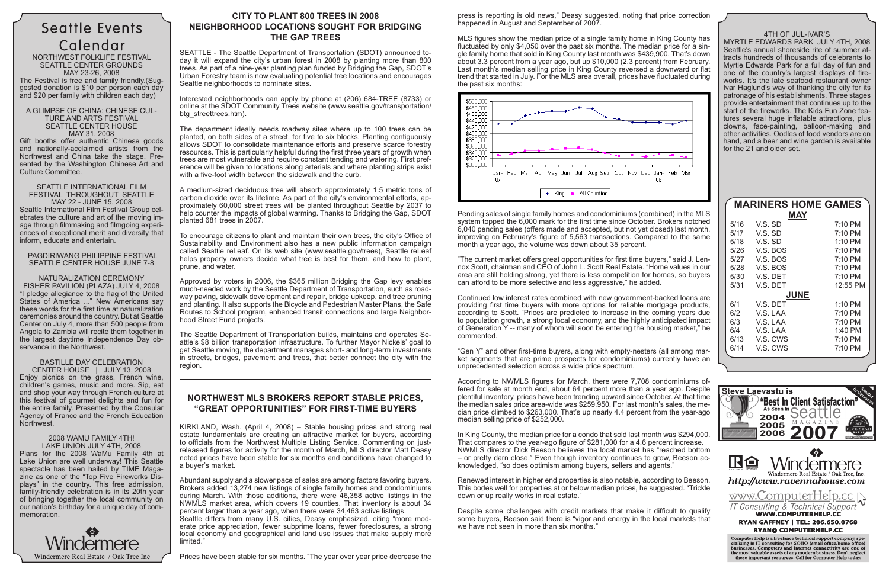# Seattle Events Calendar

**NORTHWEST FOLKLIFE FESTIVAL**
**SEATTLE CENTER GROUNDS**
**MAY 23-26, 2008**

The Festival is free and family friendly.(Suggested donation is $10 per person each day and $20 per family with children each day)

**A GLIMPSE OF CHINA: CHINESE CULTURE AND ARTS FESTIVAL**
**SEATTLE CENTER HOUSE**
**MAY 31, 2008**

Gift booths offer authentic Chinese goods and nationally-acclaimed artists from the Northwest and China take the stage. Presented by the Washington Chinese Art and Culture Committee.

**SEATTLE INTERNATIONAL FILM FESTIVAL THROUGHOUT SEATTLE**
**MAY 22 - JUNE 15, 2008**

Seattle International Film Festival Group celebrates the culture and art of the moving image through filmmaking and filmgoing experiences of exceptional merit and diversity that inform, educate and entertain.

**PAGDIRIWANG PHILIPPINE FESTIVAL**
**SEATTLE CENTER HOUSE JUNE 7-8**

**NATURALIZATION CEREMONY**
**FISHER PAVILION (PLAZA) JULY 4, 2008**

"I pledge allegiance to the flag of the United States of America ..." New Americans say these words for the first time at naturalization ceremonies around the country. But at Seattle Center on July 4, more than 500 people from Angola to Zambia will recite them together in the largest daytime Independence Day observance in the Northwest.

**BASTILLE DAY CELEBRATION**
**CENTER HOUSE | JULY 13, 2008**

Enjoy picnics on the grass, French wine, children's games, music and more. Sip, eat and shop your way through French culture at this festival of gourmet delights and fun for the entire family. Presented by the Consular Agency of France and the French Education Northwest.

**2008 WAMU FAMILY 4TH!**
**LAKE UNION JULY 4TH, 2008**

Plans for the 2008 WaMu Family 4th at Lake Union are well underway! This Seattle spectacle has been hailed by TIME Magazine as one of the "Top Five Fireworks Displays" in the country. This free admission, family-friendly celebration is in its 20th year of bringing together the local community on our nation's birthday for a unique day of commemoration.

Windermere
Windermere Real Estate / Oak Tree Inc

## CITY TO PLANT 800 TREES IN 2008 NEIGHBORHOOD LOCATIONS SOUGHT FOR BRIDGING THE GAP TREES

SEATTLE - The Seattle Department of Transportation (SDOT) announced today it will expand the city's urban forest in 2008 by planting more than 800 trees. As part of a nine-year planting plan funded by Bridging the Gap, SDOT's Urban Forestry team is now evaluating potential tree locations and encourages Seattle neighborhoods to nominate sites.

Interested neighborhoods can apply by phone at (206) 684-TREE (8733) or online at the SDOT Community Trees website (www.seattle.gov/transportation/btg_streettrees.htm).

The department ideally needs roadway sites where up to 100 trees can be planted, on both sides of a street, for five to six blocks. Planting contiguously allows SDOT to consolidate maintenance efforts and preserve scarce forestry resources. This is particularly helpful during the first three years of growth when trees are most vulnerable and require constant tending and watering. First preference will be given to locations along arterials and where planting strips exist with a five-foot width between the sidewalk and the curb.

A medium-sized deciduous tree will absorb approximately 1.5 metric tons of carbon dioxide over its lifetime. As part of the city's environmental efforts, approximately 60,000 street trees will be planted throughout Seattle by 2037 to help counter the impacts of global warming. Thanks to Bridging the Gap, SDOT planted 681 trees in 2007.

To encourage citizens to plant and maintain their own trees, the city's Office of Sustainability and Environment also has a new public information campaign called Seattle reLeaf. On its web site (www.seattle.gov/trees), Seattle reLeaf helps property owners decide what tree is best for them, and how to plant, prune, and water.

Approved by voters in 2006, the $365 million Bridging the Gap levy enables much-needed work by the Seattle Department of Transportation, such as roadway paving, sidewalk development and repair, bridge upkeep, and tree pruning and planting. It also supports the Bicycle and Pedestrian Master Plans, the Safe Routes to School program, enhanced transit connections and large Neighborhood Street Fund projects.

The Seattle Department of Transportation builds, maintains and operates Seattle's $8 billion transportation infrastructure. To further Mayor Nickels' goal to get Seattle moving, the department manages short- and long-term investments in streets, bridges, pavement and trees, that better connect the city with the region.

## NORTHWEST MLS BROKERS REPORT STABLE PRICES, "GREAT OPPORTUNITIES" FOR FIRST-TIME BUYERS

KIRKLAND, Wash. (April 4, 2008) – Stable housing prices and strong real estate fundamentals are creating an attractive market for buyers, according to officials from the Northwest Multiple Listing Service. Commenting on just-released figures for activity for the month of March, MLS director Matt Deasy noted prices have been stable for six months and conditions have changed to a buyer's market.

Abundant supply and a slower pace of sales are among factors favoring buyers. Brokers added 13,274 new listings of single family homes and condominiums during March. With those additions, there were 46,358 active listings in the NWMLS market area, which covers 19 counties. That inventory is about 34 percent larger than a year ago, when there were 34,463 active listings.

Seattle differs from many U.S. cities, Deasy emphasized, citing "more moderate price appreciation, fewer subprime loans, fewer foreclosures, a strong local economy and geographical and land use issues that make supply more limited."

Prices have been stable for six months. "The year over year price decrease the press is reporting is old news," Deasy suggested, noting that price correction happened in August and September of 2007.

MLS figures show the median price of a single family home in King County has fluctuated by only $4,050 over the past six months. The median price for a single family home that sold in King County last month was $439,900. That's down about 3.3 percent from a year ago, but up $10,000 (2.3 percent) from February. Last month's median selling price in King County reversed a downward or flat trend that started in July. For the MLS area overall, prices have fluctuated during the past six months:

$500,000
$480,000
$460,000
$440,000
$420,000
$400,000
$380,000
$360,000
$340,000
$320,000
$300,000

Jan-07 Feb Mar Apr May Jun Jul Aug Sept Oct Nov Dec Jan-08 Feb Mar

King — All Counties

Pending sales of single family homes and condominiums (combined) in the MLS system topped the 6,000 mark for the first time since October. Brokers notched 6,040 pending sales (offers made and accepted, but not yet closed) last month, improving on February's figure of 5,563 transactions. Compared to the same month a year ago, the volume was down about 35 percent.

"The current market offers great opportunities for first time buyers," said J. Lennox Scott, chairman and CEO of John L. Scott Real Estate. "Home values in our area are still holding strong, yet there is less competition for homes, so buyers can afford to be more selective and less aggressive," he added.

Continued low interest rates combined with new government-backed loans are providing first time buyers with more options for reliable mortgage products, according to Scott. "Prices are predicted to increase in the coming years due to population growth, a strong local economy, and the highly anticipated impact of Generation Y -- many of whom will soon be entering the housing market," he commented.

"Gen Y" and other first-time buyers, along with empty-nesters (all among market segments that are prime prospects for condominiums) currently have an unprecedented selection across a wide price spectrum.

According to NWMLS figures for March, there were 7,708 condominiums offered for sale at month end, about 64 percent more than a year ago. Despite plentiful inventory, prices have been trending upward since October. At that time the median sales price area-wide was $259,950. For last month's sales, the median price climbed to $263,000. That's up nearly 4.4 percent from the year-ago median selling price of $252,000.

In King County, the median price for a condo that sold last month was $294,000. That compares to the year-ago figure of $281,000 for a 4.6 percent increase. NWMLS director Dick Beeson believes the local market has "reached bottom – or pretty darn close." Even though inventory continues to grow, Beeson acknowledged, "so does optimism among buyers, sellers and agents."

Renewed interest in higher end properties is also notable, according to Beeson. This bodes well for properties at or below median prices, he suggested. "Trickle down or up really works in real estate."

Despite some challenges with credit markets that make it difficult to qualify some buyers, Beeson said there is "vigor and energy in the local markets that we have not seen in more than six months."

**4TH OF JUL-IVAR'S**
**MYRTLE EDWARDS PARK JULY 4TH, 2008**

Seattle's annual shoreside rite of summer attracts hundreds of thousands of celebrants to Myrtle Edwards Park for a full day of fun and one of the country's largest displays of fireworks. It's the late seafood restaurant owner Ivar Haglund's way of thanking the city for its patronage of his establishments. Three stages provide entertainment that continues up to the start of the fireworks. The Kids Fun Zone features several huge inflatable attractions, plus clowns, face-painting, balloon-making and other activities. Oodles of food vendors are on hand, and a beer and wine garden is available for the 21 and older set.

## MARINERS HOME GAMES

| | | |
|---|---|---|
| **MAY** | | |
| 5/16 | V.S. SD | 7:10 PM |
| 5/17 | V.S. SD | 7:10 PM |
| 5/18 | V.S. SD | 1:10 PM |
| 5/26 | V.S. BOS | 7:10 PM |
| 5/27 | V.S. BOS | 7:10 PM |
| 5/28 | V.S. BOS | 7:10 PM |
| 5/30 | V.S. DET | 7:10 PM |
| 5/31 | V.S. DET | 12:55 PM |
| **JUNE** | | |
| 6/1 | V.S. DET | 1:10 PM |
| 6/2 | V.S. LAA | 7:10 PM |
| 6/3 | V.S. LAA | 7:10 PM |
| 6/4 | V.S. LAA | 1:40 PM |
| 6/13 | V.S. CWS | 7:10 PM |
| 6/14 | V.S. CWS | 7:10 PM |

Steve Laevastu is "Best In Client Satisfaction" As Seen In Seattle Magazine 2004 2005 2006 2007

Windermere
Windermere Real Estate / Oak Tree, Inc.
*http://www.ravennahouse.com*

www.ComputerHelp.cc
*IT Consulting & Technical Support*
**WWW.COMPUTERHELP.CC**
**RYAN GAFFNEY | TEL: 206.650.0768**
**RYAN@ COMPUTERHELP.CC**

Computer Help is a freelance technical support company specializing in IT consulting for SOHO (small office/home office) businesses. Computers and Internet connectivity are one of the most valuable assets of any modern business. Don't neglect these important resources. Call for Computer Help today.